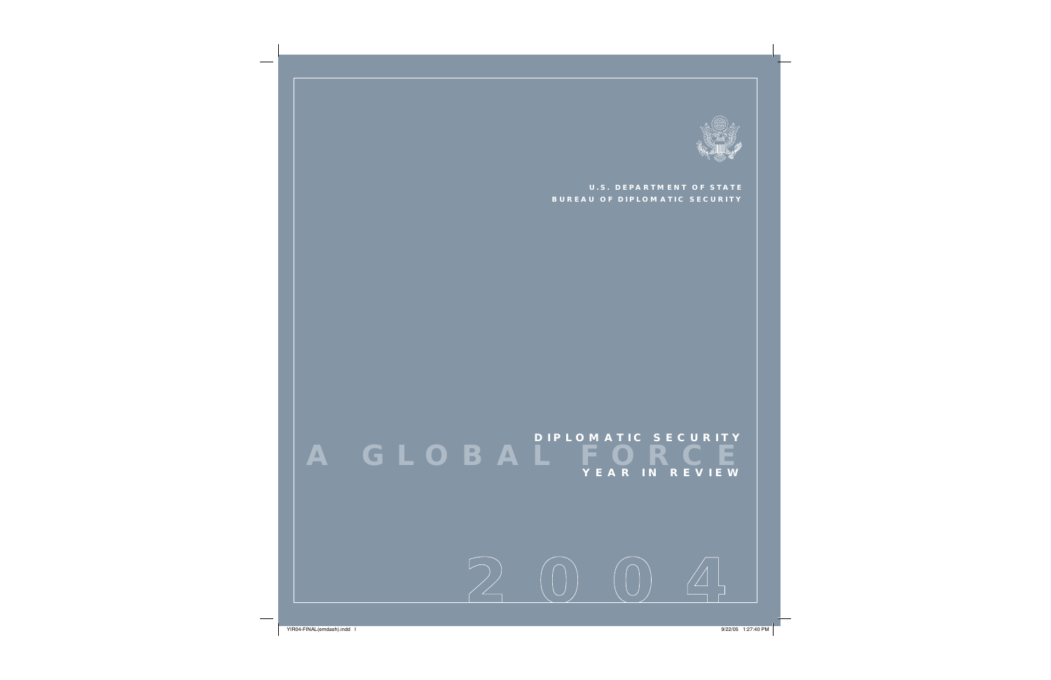U.S. DEPARTMENT OF STATE
BUREAU OF DIPLOMATIC SECURITY

# DIPLOMATIC SECURITY
# A GLOBAL FORCE
## YEAR IN REVIEW

# 2004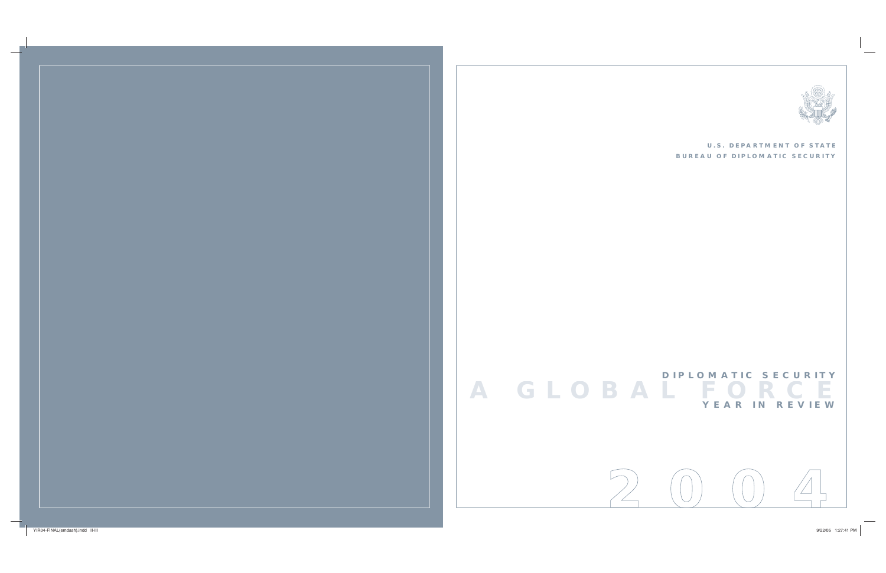U.S. DEPARTMENT OF STATE
BUREAU OF DIPLOMATIC SECURITY

# DIPLOMATIC SECURITY

# A GLOBAL FORCE

## YEAR IN REVIEW

# 2004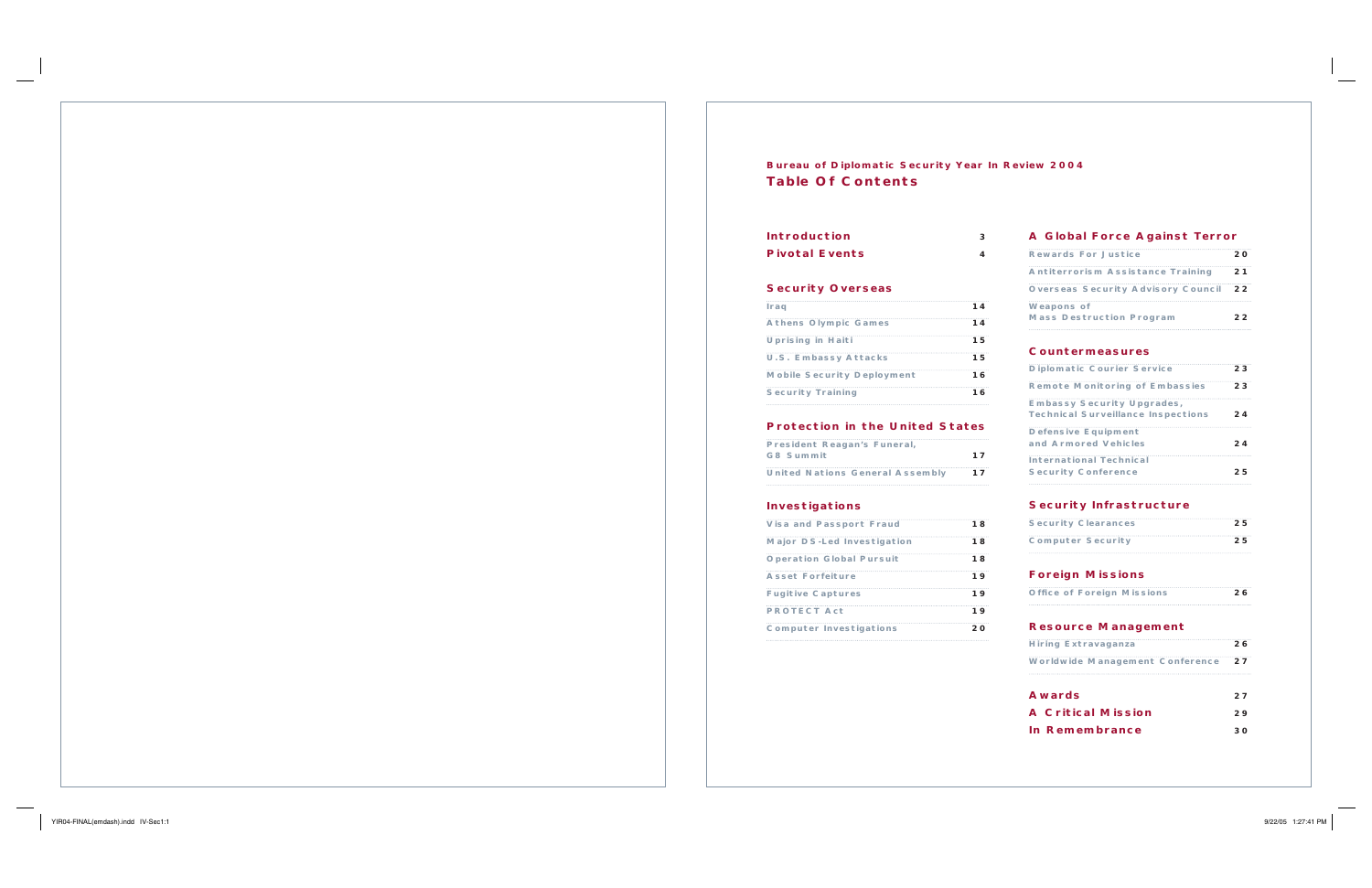**Bureau of Diplomatic Security Year In Review 2004**

# Table Of Contents

| | |
|---|---|
| **Introduction** | 3 |
| **Pivotal Events** | 4 |

## Security Overseas

| | |
|---|---|
| Iraq | 14 |
| Athens Olympic Games | 14 |
| Uprising in Haiti | 15 |
| U.S. Embassy Attacks | 15 |
| Mobile Security Deployment | 16 |
| Security Training | 16 |

## Protection in the United States

| | |
|---|---|
| President Reagan's Funeral, G8 Summit | 17 |
| United Nations General Assembly | 17 |

## Investigations

| | |
|---|---|
| Visa and Passport Fraud | 18 |
| Major DS-Led Investigation | 18 |
| Operation Global Pursuit | 18 |
| Asset Forfeiture | 19 |
| Fugitive Captures | 19 |
| PROTECT Act | 19 |
| Computer Investigations | 20 |

## A Global Force Against Terror

| | |
|---|---|
| Rewards For Justice | 20 |
| Antiterrorism Assistance Training | 21 |
| Overseas Security Advisory Council | 22 |
| Weapons of Mass Destruction Program | 22 |

## Countermeasures

| | |
|---|---|
| Diplomatic Courier Service | 23 |
| Remote Monitoring of Embassies | 23 |
| Embassy Security Upgrades, Technical Surveillance Inspections | 24 |
| Defensive Equipment and Armored Vehicles | 24 |
| International Technical Security Conference | 25 |

## Security Infrastructure

| | |
|---|---|
| Security Clearances | 25 |
| Computer Security | 25 |

## Foreign Missions

| | |
|---|---|
| Office of Foreign Missions | 26 |

## Resource Management

| | |
|---|---|
| Hiring Extravaganza | 26 |
| Worldwide Management Conference | 27 |

| | |
|---|---|
| **Awards** | 27 |
| **A Critical Mission** | 29 |
| **In Remembrance** | 30 |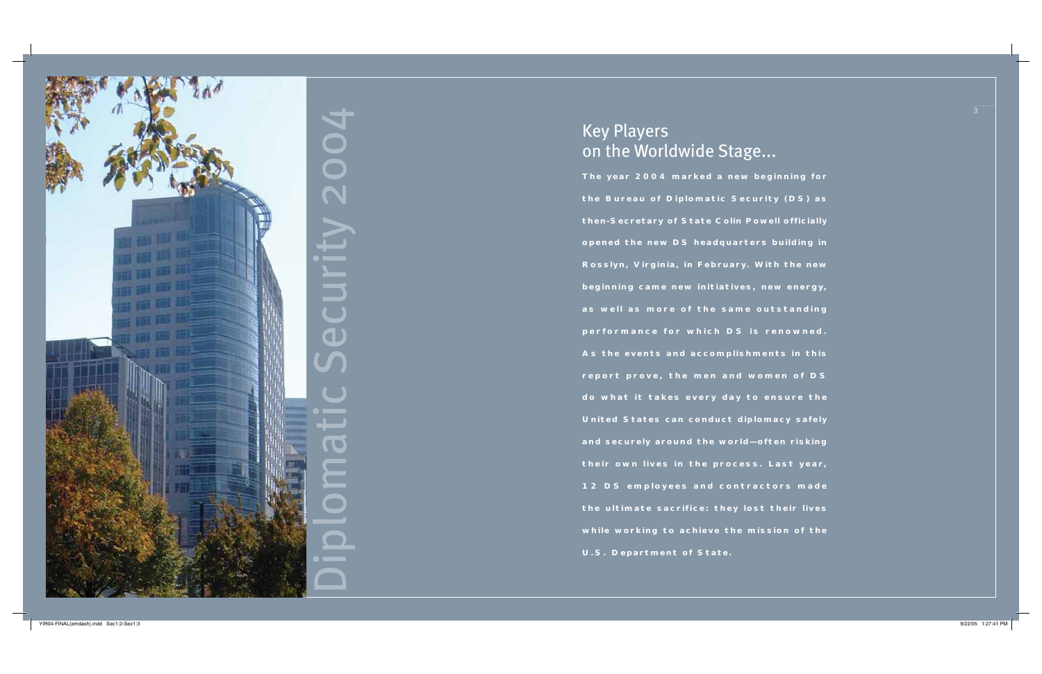Diplomatic Security 2004

## Key Players on the Worldwide Stage...

**The year 2004 marked a new beginning for the Bureau of Diplomatic Security (DS) as then-Secretary of State Colin Powell officially opened the new DS headquarters building in Rosslyn, Virginia, in February. With the new beginning came new initiatives, new energy, as well as more of the same outstanding performance for which DS is renowned. As the events and accomplishments in this report prove, the men and women of DS do what it takes every day to ensure the United States can conduct diplomacy safely and securely around the world—often risking their own lives in the process. Last year, 12 DS employees and contractors made the ultimate sacrifice: they lost their lives while working to achieve the mission of the U.S. Department of State.**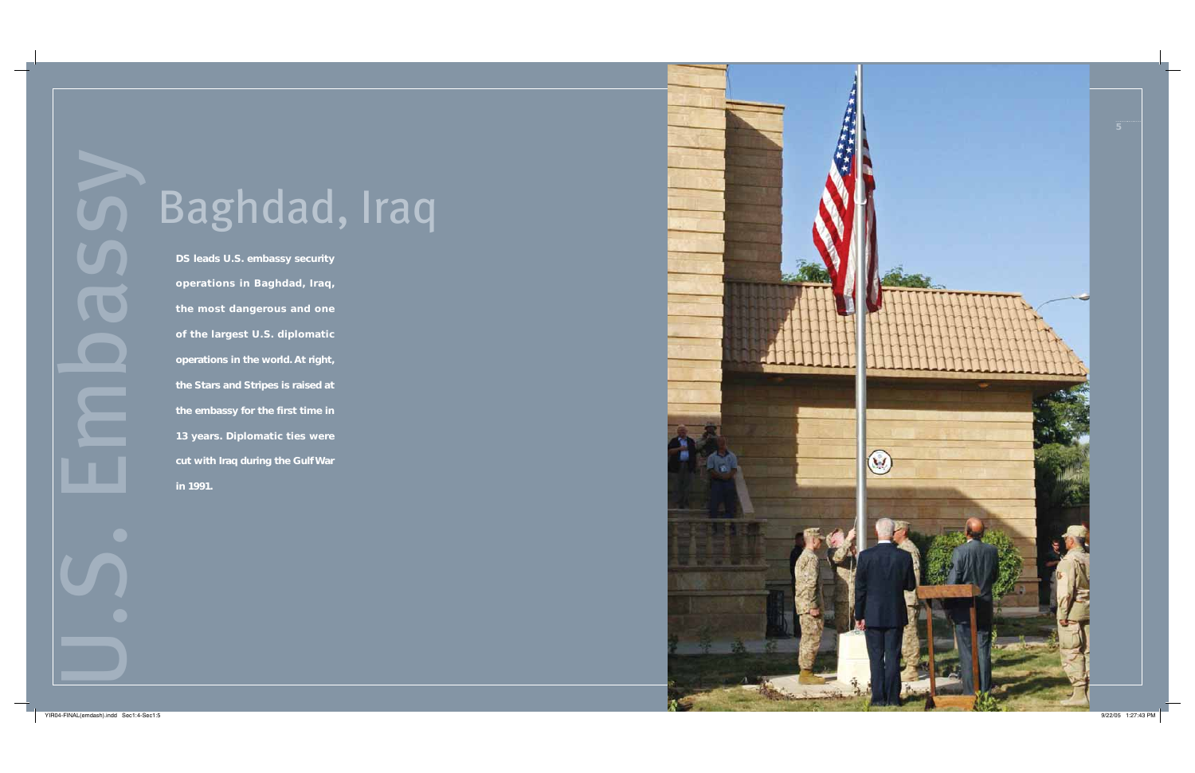# U.S. Embassy

## Baghdad, Iraq

**DS leads U.S. embassy security operations in Baghdad, Iraq, the most dangerous and one of the largest U.S. diplomatic operations in the world. At right, the Stars and Stripes is raised at the embassy for the first time in 13 years. Diplomatic ties were cut with Iraq during the Gulf War in 1991.**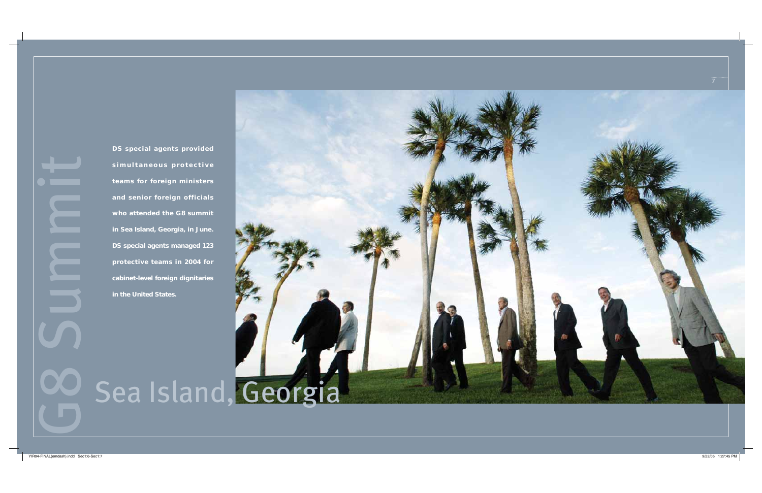# G8 Summit

## Sea Island, Georgia

**DS special agents provided simultaneous protective teams for foreign ministers and senior foreign officials who attended the G8 summit in Sea Island, Georgia, in June. DS special agents managed 123 protective teams in 2004 for cabinet-level foreign dignitaries in the United States.**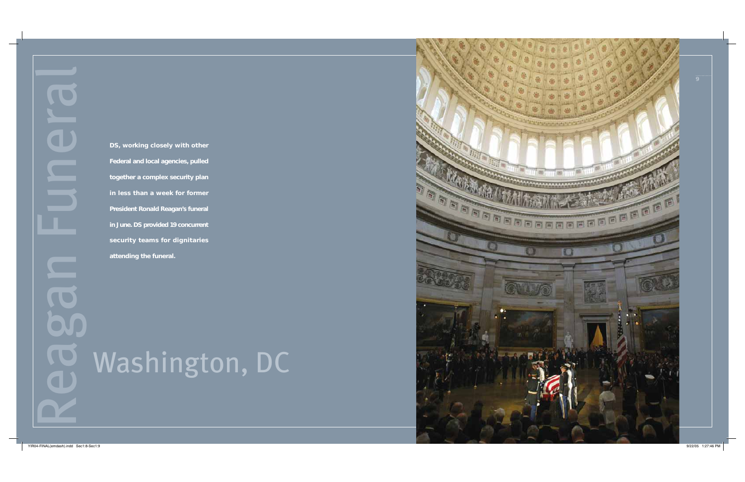# Reagan Funeral

## Washington, DC

**DS, working closely with other Federal and local agencies, pulled together a complex security plan in less than a week for former President Ronald Reagan's funeral in June. DS provided 19 concurrent security teams for dignitaries attending the funeral.**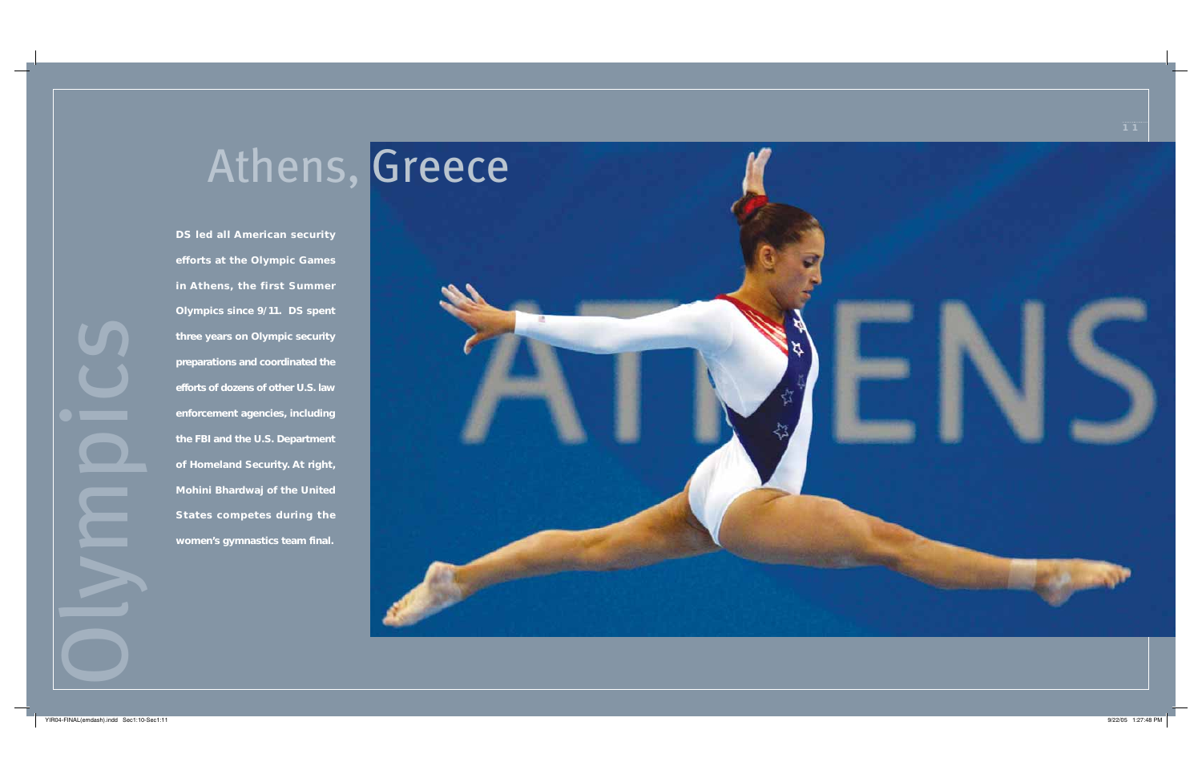# Olympics

## Athens, Greece

**DS led all American security efforts at the Olympic Games in Athens, the first Summer Olympics since 9/11. DS spent three years on Olympic security preparations and coordinated the efforts of dozens of other U.S. law enforcement agencies, including the FBI and the U.S. Department of Homeland Security. At right, Mohini Bhardwaj of the United States competes during the women's gymnastics team final.**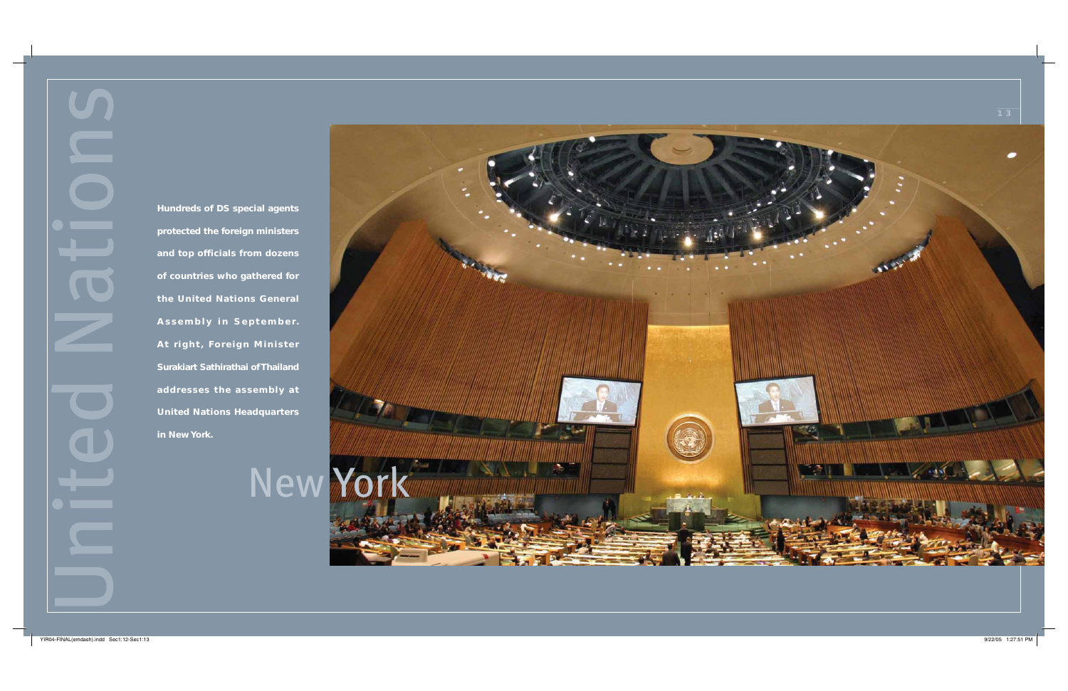# United Nations

## New York

Hundreds of DS special agents protected the foreign ministers and top officials from dozens of countries who gathered for the United Nations General Assembly in September. At right, Foreign Minister Surakiart Sathirathai of Thailand addresses the assembly at United Nations Headquarters in New York.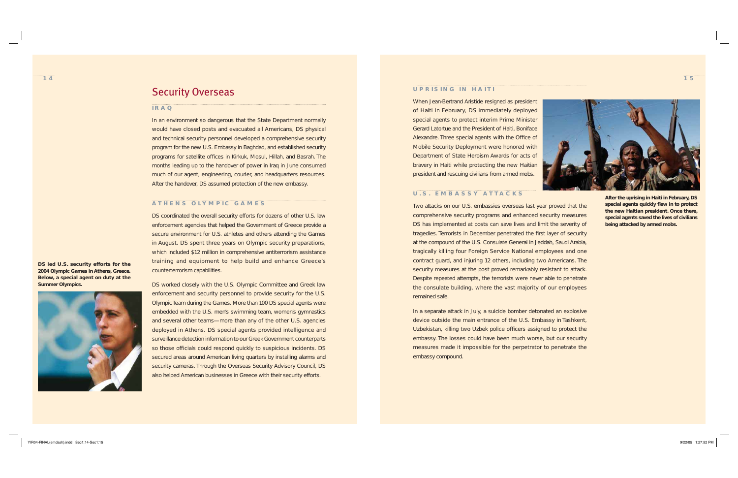# Security Overseas

### IRAQ

In an environment so dangerous that the State Department normally would have closed posts and evacuated all Americans, DS physical and technical security personnel developed a comprehensive security program for the new U.S. Embassy in Baghdad, and established security programs for satellite offices in Kirkuk, Mosul, Hillah, and Basrah. The months leading up to the handover of power in Iraq in June consumed much of our agent, engineering, courier, and headquarters resources. After the handover, DS assumed protection of the new embassy.

### ATHENS OLYMPIC GAMES

DS coordinated the overall security efforts for dozens of other U.S. law enforcement agencies that helped the Government of Greece provide a secure environment for U.S. athletes and others attending the Games in August. DS spent three years on Olympic security preparations, which included $12 million in comprehensive antiterrorism assistance training and equipment to help build and enhance Greece's counterterrorism capabilities.

DS worked closely with the U.S. Olympic Committee and Greek law enforcement and security personnel to provide security for the U.S. Olympic Team during the Games. More than 100 DS special agents were embedded with the U.S. men's swimming team, women's gymnastics and several other teams—more than any of the other U.S. agencies deployed in Athens. DS special agents provided intelligence and surveillance detection information to our Greek Government counterparts so those officials could respond quickly to suspicious incidents. DS secured areas around American living quarters by installing alarms and security cameras. Through the Overseas Security Advisory Council, DS also helped American businesses in Greece with their security efforts.

**DS led U.S. security efforts for the 2004 Olympic Games in Athens, Greece. Below, a special agent on duty at the Summer Olympics.**

### UPRISING IN HAITI

When Jean-Bertrand Aristide resigned as president of Haiti in February, DS immediately deployed special agents to protect interim Prime Minister Gerard Latortue and the President of Haiti, Boniface Alexandre. Three special agents with the Office of Mobile Security Deployment were honored with Department of State Heroism Awards for acts of bravery in Haiti while protecting the new Haitian president and rescuing civilians from armed mobs.

**After the uprising in Haiti in February, DS special agents quickly flew in to protect the new Haitian president. Once there, special agents saved the lives of civilians being attacked by armed mobs.**

### U.S. EMBASSY ATTACKS

Two attacks on our U.S. embassies overseas last year proved that the comprehensive security programs and enhanced security measures DS has implemented at posts can save lives and limit the severity of tragedies. Terrorists in December penetrated the first layer of security at the compound of the U.S. Consulate General in Jeddah, Saudi Arabia, tragically killing four Foreign Service National employees and one contract guard, and injuring 12 others, including two Americans. The security measures at the post proved remarkably resistant to attack. Despite repeated attempts, the terrorists were never able to penetrate the consulate building, where the vast majority of our employees remained safe.

In a separate attack in July, a suicide bomber detonated an explosive device outside the main entrance of the U.S. Embassy in Tashkent, Uzbekistan, killing two Uzbek police officers assigned to protect the embassy. The losses could have been much worse, but our security measures made it impossible for the perpetrator to penetrate the embassy compound.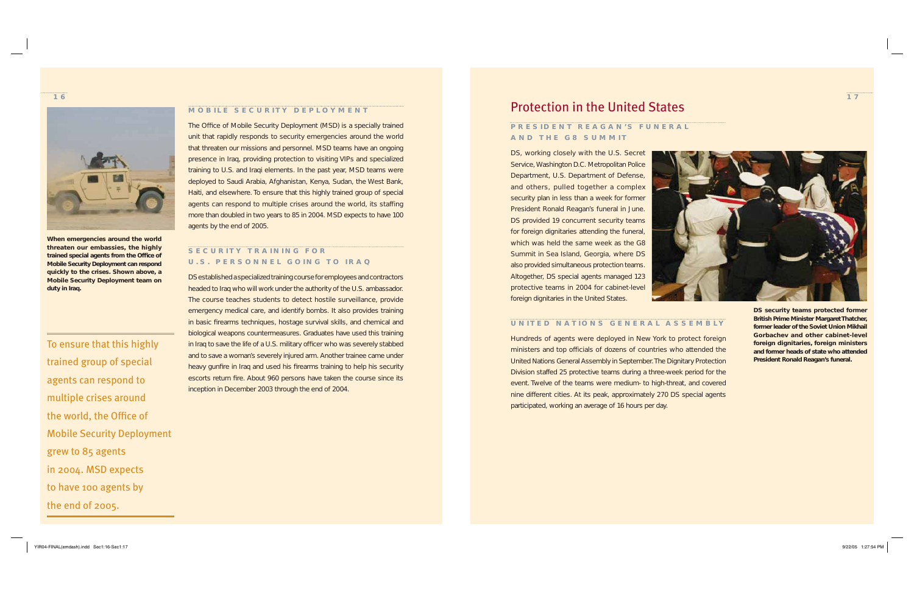When emergencies around the world threaten our embassies, the highly trained special agents from the Office of Mobile Security Deployment can respond quickly to the crises. Shown above, a Mobile Security Deployment team on duty in Iraq.

### MOBILE SECURITY DEPLOYMENT

The Office of Mobile Security Deployment (MSD) is a specially trained unit that rapidly responds to security emergencies around the world that threaten our missions and personnel. MSD teams have an ongoing presence in Iraq, providing protection to visiting VIPs and specialized training to U.S. and Iraqi elements. In the past year, MSD teams were deployed to Saudi Arabia, Afghanistan, Kenya, Sudan, the West Bank, Haiti, and elsewhere. To ensure that this highly trained group of special agents can respond to multiple crises around the world, its staffing more than doubled in two years to 85 in 2004. MSD expects to have 100 agents by the end of 2005.

> To ensure that this highly trained group of special agents can respond to multiple crises around the world, the Office of Mobile Security Deployment grew to 85 agents in 2004. MSD expects to have 100 agents by the end of 2005.

### SECURITY TRAINING FOR U.S. PERSONNEL GOING TO IRAQ

DS established a specialized training course for employees and contractors headed to Iraq who will work under the authority of the U.S. ambassador. The course teaches students to detect hostile surveillance, provide emergency medical care, and identify bombs. It also provides training in basic firearms techniques, hostage survival skills, and chemical and biological weapons countermeasures. Graduates have used this training in Iraq to save the life of a U.S. military officer who was severely stabbed and to save a woman's severely injured arm. Another trainee came under heavy gunfire in Iraq and used his firearms training to help his security escorts return fire. About 960 persons have taken the course since its inception in December 2003 through the end of 2004.

## Protection in the United States

### PRESIDENT REAGAN'S FUNERAL AND THE G8 SUMMIT

DS, working closely with the U.S. Secret Service, Washington D.C. Metropolitan Police Department, U.S. Department of Defense, and others, pulled together a complex security plan in less than a week for former President Ronald Reagan's funeral in June. DS provided 19 concurrent security teams for foreign dignitaries attending the funeral, which was held the same week as the G8 Summit in Sea Island, Georgia, where DS also provided simultaneous protection teams. Altogether, DS special agents managed 123 protective teams in 2004 for cabinet-level foreign dignitaries in the United States.

DS security teams protected former British Prime Minister Margaret Thatcher, former leader of the Soviet Union Mikhail Gorbachev and other cabinet-level foreign dignitaries, foreign ministers and former heads of state who attended President Ronald Reagan's funeral.

### UNITED NATIONS GENERAL ASSEMBLY

Hundreds of agents were deployed in New York to protect foreign ministers and top officials of dozens of countries who attended the United Nations General Assembly in September. The Dignitary Protection Division staffed 25 protective teams during a three-week period for the event. Twelve of the teams were medium- to high-threat, and covered nine different cities. At its peak, approximately 270 DS special agents participated, working an average of 16 hours per day.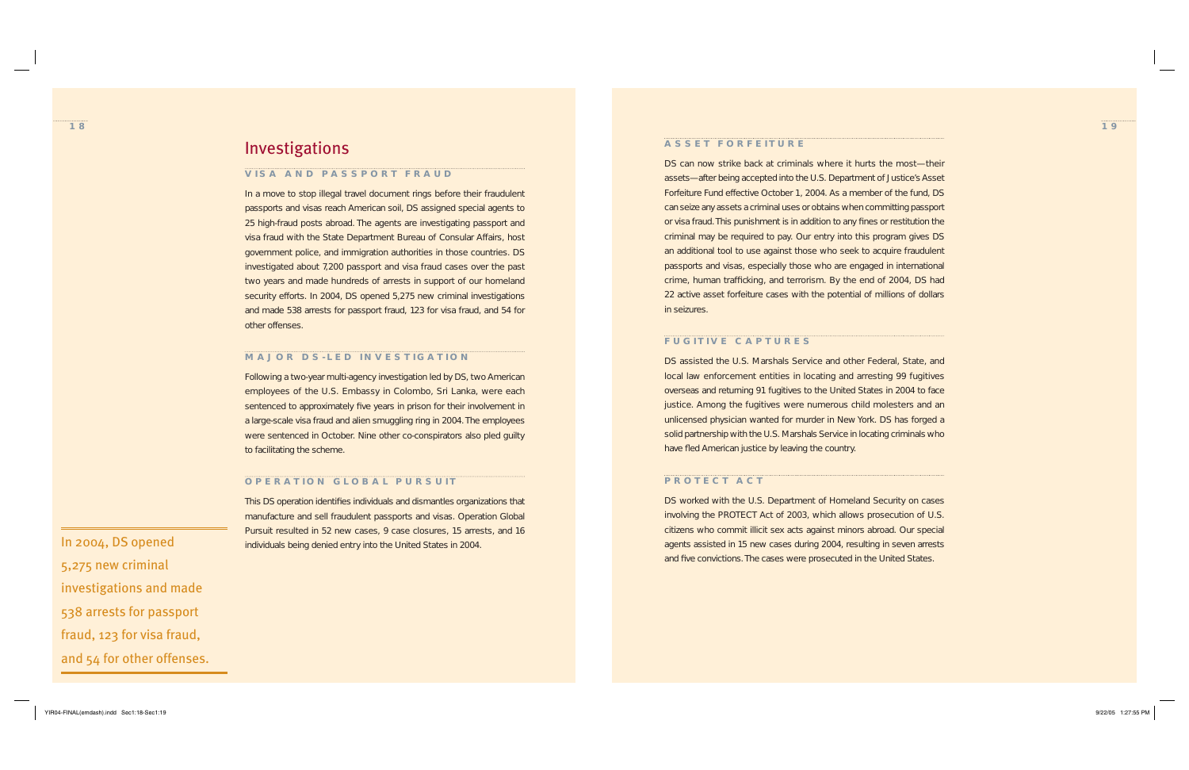# Investigations

## VISA AND PASSPORT FRAUD

In a move to stop illegal travel document rings before their fraudulent passports and visas reach American soil, DS assigned special agents to 25 high-fraud posts abroad. The agents are investigating passport and visa fraud with the State Department Bureau of Consular Affairs, host government police, and immigration authorities in those countries. DS investigated about 7,200 passport and visa fraud cases over the past two years and made hundreds of arrests in support of our homeland security efforts. In 2004, DS opened 5,275 new criminal investigations and made 538 arrests for passport fraud, 123 for visa fraud, and 54 for other offenses.

## MAJOR DS-LED INVESTIGATION

Following a two-year multi-agency investigation led by DS, two American employees of the U.S. Embassy in Colombo, Sri Lanka, were each sentenced to approximately five years in prison for their involvement in a large-scale visa fraud and alien smuggling ring in 2004. The employees were sentenced in October. Nine other co-conspirators also pled guilty to facilitating the scheme.

## OPERATION GLOBAL PURSUIT

This DS operation identifies individuals and dismantles organizations that manufacture and sell fraudulent passports and visas. Operation Global Pursuit resulted in 52 new cases, 9 case closures, 15 arrests, and 16 individuals being denied entry into the United States in 2004.

> In 2004, DS opened 5,275 new criminal investigations and made 538 arrests for passport fraud, 123 for visa fraud, and 54 for other offenses.

## ASSET FORFEITURE

DS can now strike back at criminals where it hurts the most—their assets—after being accepted into the U.S. Department of Justice's Asset Forfeiture Fund effective October 1, 2004. As a member of the fund, DS can seize any assets a criminal uses or obtains when committing passport or visa fraud. This punishment is in addition to any fines or restitution the criminal may be required to pay. Our entry into this program gives DS an additional tool to use against those who seek to acquire fraudulent passports and visas, especially those who are engaged in international crime, human trafficking, and terrorism. By the end of 2004, DS had 22 active asset forfeiture cases with the potential of millions of dollars in seizures.

## FUGITIVE CAPTURES

DS assisted the U.S. Marshals Service and other Federal, State, and local law enforcement entities in locating and arresting 99 fugitives overseas and returning 91 fugitives to the United States in 2004 to face justice. Among the fugitives were numerous child molesters and an unlicensed physician wanted for murder in New York. DS has forged a solid partnership with the U.S. Marshals Service in locating criminals who have fled American justice by leaving the country.

## PROTECT ACT

DS worked with the U.S. Department of Homeland Security on cases involving the PROTECT Act of 2003, which allows prosecution of U.S. citizens who commit illicit sex acts against minors abroad. Our special agents assisted in 15 new cases during 2004, resulting in seven arrests and five convictions. The cases were prosecuted in the United States.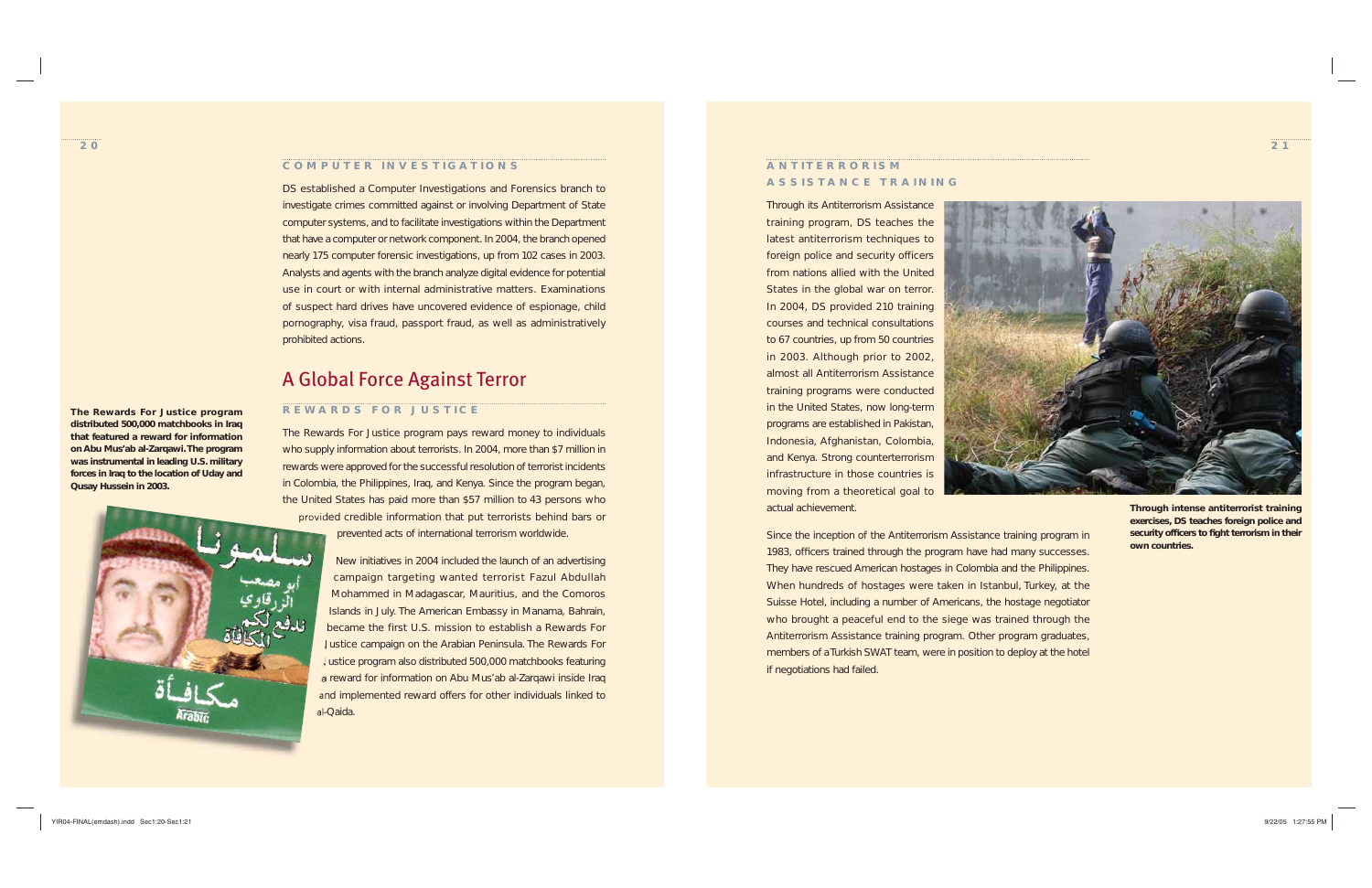### COMPUTER INVESTIGATIONS

DS established a Computer Investigations and Forensics branch to investigate crimes committed against or involving Department of State computer systems, and to facilitate investigations within the Department that have a computer or network component. In 2004, the branch opened nearly 175 computer forensic investigations, up from 102 cases in 2003. Analysts and agents with the branch analyze digital evidence for potential use in court or with internal administrative matters. Examinations of suspect hard drives have uncovered evidence of espionage, child pornography, visa fraud, passport fraud, as well as administratively prohibited actions.

## A Global Force Against Terror

### REWARDS FOR JUSTICE

The Rewards For Justice program pays reward money to individuals who supply information about terrorists. In 2004, more than $7 million in rewards were approved for the successful resolution of terrorist incidents in Colombia, the Philippines, Iraq, and Kenya. Since the program began, the United States has paid more than $57 million to 43 persons who provided credible information that put terrorists behind bars or prevented acts of international terrorism worldwide.

New initiatives in 2004 included the launch of an advertising campaign targeting wanted terrorist Fazul Abdullah Mohammed in Madagascar, Mauritius, and the Comoros Islands in July. The American Embassy in Manama, Bahrain, became the first U.S. mission to establish a Rewards For Justice campaign on the Arabian Peninsula. The Rewards For Justice program also distributed 500,000 matchbooks featuring a reward for information on Abu Mus'ab al-Zarqawi inside Iraq and implemented reward offers for other individuals linked to al-Qaida.

**The Rewards For Justice program distributed 500,000 matchbooks in Iraq that featured a reward for information on Abu Mus'ab al-Zarqawi. The program was instrumental in leading U.S. military forces in Iraq to the location of Uday and Qusay Hussein in 2003.**

### ANTITERRORISM ASSISTANCE TRAINING

Through its Antiterrorism Assistance training program, DS teaches the latest antiterrorism techniques to foreign police and security officers from nations allied with the United States in the global war on terror. In 2004, DS provided 210 training courses and technical consultations to 67 countries, up from 50 countries in 2003. Although prior to 2002, almost all Antiterrorism Assistance training programs were conducted in the United States, now long-term programs are established in Pakistan, Indonesia, Afghanistan, Colombia, and Kenya. Strong counterterrorism infrastructure in those countries is moving from a theoretical goal to actual achievement.

**Through intense antiterrorist training exercises, DS teaches foreign police and security officers to fight terrorism in their own countries.**

Since the inception of the Antiterrorism Assistance training program in 1983, officers trained through the program have had many successes. They have rescued American hostages in Colombia and the Philippines. When hundreds of hostages were taken in Istanbul, Turkey, at the Suisse Hotel, including a number of Americans, the hostage negotiator who brought a peaceful end to the siege was trained through the Antiterrorism Assistance training program. Other program graduates, members of a Turkish SWAT team, were in position to deploy at the hotel if negotiations had failed.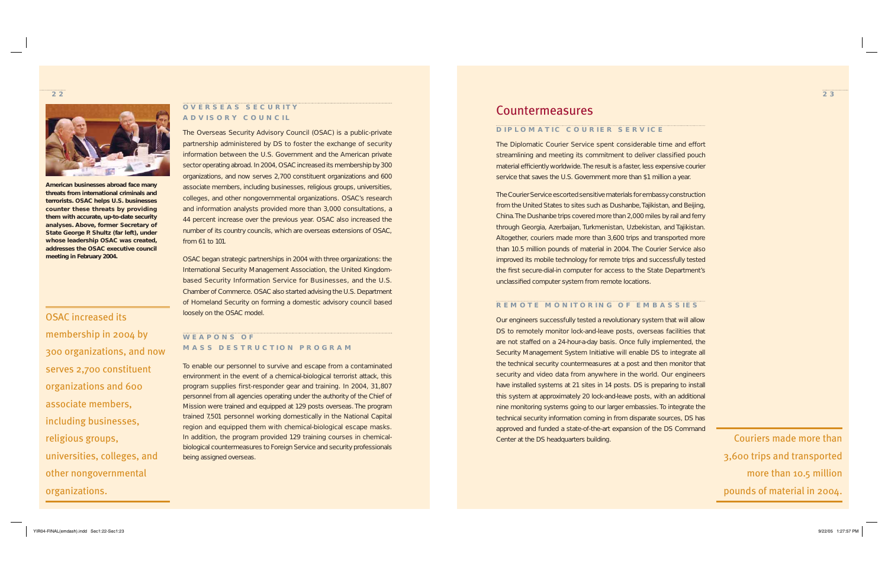American businesses abroad face many threats from international criminals and terrorists. OSAC helps U.S. businesses counter these threats by providing them with accurate, up-to-date security analyses. Above, former Secretary of State George P. Shultz (far left), under whose leadership OSAC was created, addresses the OSAC executive council meeting in February 2004.

OSAC increased its membership in 2004 by 300 organizations, and now serves 2,700 constituent organizations and 600 associate members, including businesses, religious groups, universities, colleges, and other nongovernmental organizations.

### OVERSEAS SECURITY ADVISORY COUNCIL

The Overseas Security Advisory Council (OSAC) is a public-private partnership administered by DS to foster the exchange of security information between the U.S. Government and the American private sector operating abroad. In 2004, OSAC increased its membership by 300 organizations, and now serves 2,700 constituent organizations and 600 associate members, including businesses, religious groups, universities, colleges, and other nongovernmental organizations. OSAC's research and information analysts provided more than 3,000 consultations, a 44 percent increase over the previous year. OSAC also increased the number of its country councils, which are overseas extensions of OSAC, from 61 to 101.

OSAC began strategic partnerships in 2004 with three organizations: the International Security Management Association, the United Kingdom-based Security Information Service for Businesses, and the U.S. Chamber of Commerce. OSAC also started advising the U.S. Department of Homeland Security on forming a domestic advisory council based loosely on the OSAC model.

### WEAPONS OF MASS DESTRUCTION PROGRAM

To enable our personnel to survive and escape from a contaminated environment in the event of a chemical-biological terrorist attack, this program supplies first-responder gear and training. In 2004, 31,807 personnel from all agencies operating under the authority of the Chief of Mission were trained and equipped at 129 posts overseas. The program trained 7,501 personnel working domestically in the National Capital region and equipped them with chemical-biological escape masks. In addition, the program provided 129 training courses in chemical-biological countermeasures to Foreign Service and security professionals being assigned overseas.

## Countermeasures

### DIPLOMATIC COURIER SERVICE

The Diplomatic Courier Service spent considerable time and effort streamlining and meeting its commitment to deliver classified pouch material efficiently worldwide. The result is a faster, less expensive courier service that saves the U.S. Government more than $1 million a year.

The Courier Service escorted sensitive materials for embassy construction from the United States to sites such as Dushanbe, Tajikistan, and Beijing, China. The Dushanbe trips covered more than 2,000 miles by rail and ferry through Georgia, Azerbaijan, Turkmenistan, Uzbekistan, and Tajikistan. Altogether, couriers made more than 3,600 trips and transported more than 10.5 million pounds of material in 2004. The Courier Service also improved its mobile technology for remote trips and successfully tested the first secure-dial-in computer for access to the State Department's unclassified computer system from remote locations.

### REMOTE MONITORING OF EMBASSIES

Our engineers successfully tested a revolutionary system that will allow DS to remotely monitor lock-and-leave posts, overseas facilities that are not staffed on a 24-hour-a-day basis. Once fully implemented, the Security Management System Initiative will enable DS to integrate all the technical security countermeasures at a post and then monitor that security and video data from anywhere in the world. Our engineers have installed systems at 21 sites in 14 posts. DS is preparing to install this system at approximately 20 lock-and-leave posts, with an additional nine monitoring systems going to our larger embassies. To integrate the technical security information coming in from disparate sources, DS has approved and funded a state-of-the-art expansion of the DS Command Center at the DS headquarters building.

Couriers made more than 3,600 trips and transported more than 10.5 million pounds of material in 2004.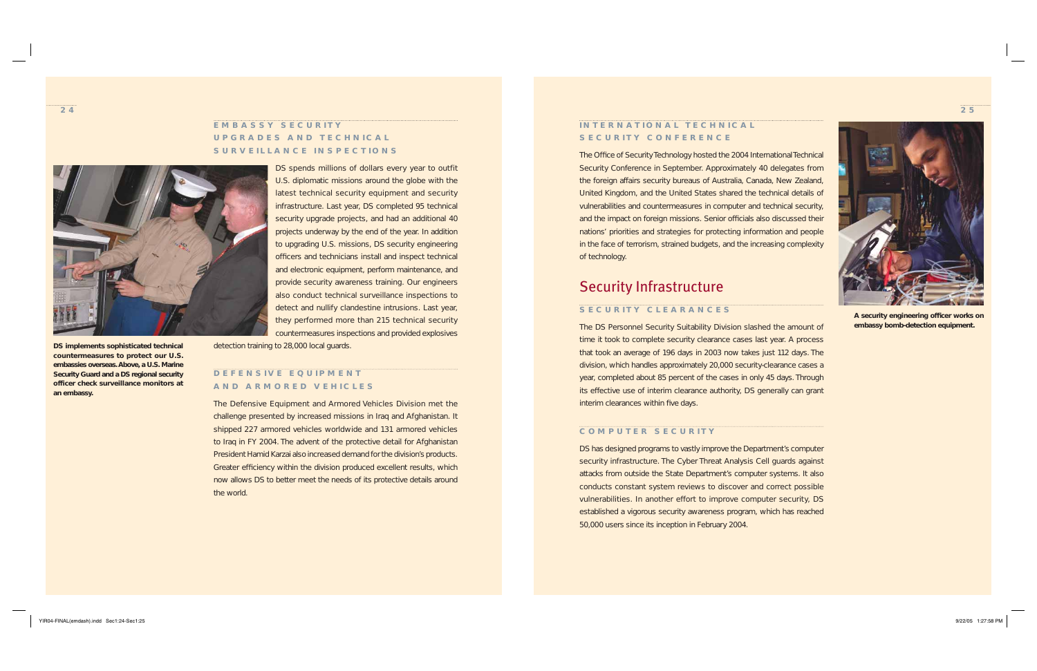## EMBASSY SECURITY UPGRADES AND TECHNICAL SURVEILLANCE INSPECTIONS

DS spends millions of dollars every year to outfit U.S. diplomatic missions around the globe with the latest technical security equipment and security infrastructure. Last year, DS completed 95 technical security upgrade projects, and had an additional 40 projects underway by the end of the year. In addition to upgrading U.S. missions, DS security engineering officers and technicians install and inspect technical and electronic equipment, perform maintenance, and provide security awareness training. Our engineers also conduct technical surveillance inspections to detect and nullify clandestine intrusions. Last year, they performed more than 215 technical security countermeasures inspections and provided explosives detection training to 28,000 local guards.

**DS implements sophisticated technical countermeasures to protect our U.S. embassies overseas. Above, a U.S. Marine Security Guard and a DS regional security officer check surveillance monitors at an embassy.**

## DEFENSIVE EQUIPMENT AND ARMORED VEHICLES

The Defensive Equipment and Armored Vehicles Division met the challenge presented by increased missions in Iraq and Afghanistan. It shipped 227 armored vehicles worldwide and 131 armored vehicles to Iraq in FY 2004. The advent of the protective detail for Afghanistan President Hamid Karzai also increased demand for the division's products. Greater efficiency within the division produced excellent results, which now allows DS to better meet the needs of its protective details around the world.

## INTERNATIONAL TECHNICAL SECURITY CONFERENCE

The Office of Security Technology hosted the 2004 International Technical Security Conference in September. Approximately 40 delegates from the foreign affairs security bureaus of Australia, Canada, New Zealand, United Kingdom, and the United States shared the technical details of vulnerabilities and countermeasures in computer and technical security, and the impact on foreign missions. Senior officials also discussed their nations' priorities and strategies for protecting information and people in the face of terrorism, strained budgets, and the increasing complexity of technology.

**A security engineering officer works on embassy bomb-detection equipment.**

# Security Infrastructure

## SECURITY CLEARANCES

The DS Personnel Security Suitability Division slashed the amount of time it took to complete security clearance cases last year. A process that took an average of 196 days in 2003 now takes just 112 days. The division, which handles approximately 20,000 security-clearance cases a year, completed about 85 percent of the cases in only 45 days. Through its effective use of interim clearance authority, DS generally can grant interim clearances within five days.

## COMPUTER SECURITY

DS has designed programs to vastly improve the Department's computer security infrastructure. The Cyber Threat Analysis Cell guards against attacks from outside the State Department's computer systems. It also conducts constant system reviews to discover and correct possible vulnerabilities. In another effort to improve computer security, DS established a vigorous security awareness program, which has reached 50,000 users since its inception in February 2004.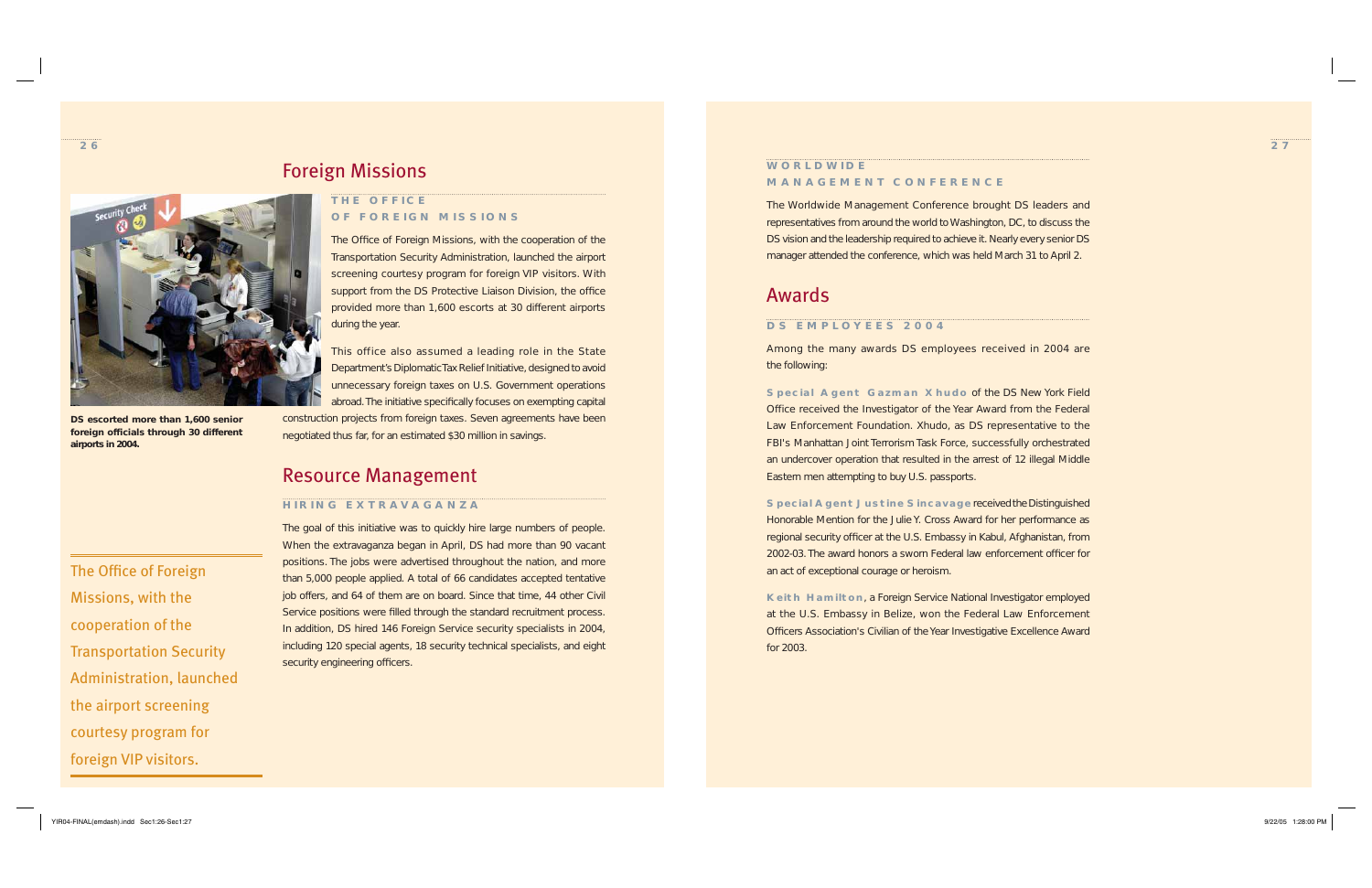## Foreign Missions

DS escorted more than 1,600 senior foreign officials through 30 different airports in 2004.

### THE OFFICE OF FOREIGN MISSIONS

The Office of Foreign Missions, with the cooperation of the Transportation Security Administration, launched the airport screening courtesy program for foreign VIP visitors. With support from the DS Protective Liaison Division, the office provided more than 1,600 escorts at 30 different airports during the year.

This office also assumed a leading role in the State Department's Diplomatic Tax Relief Initiative, designed to avoid unnecessary foreign taxes on U.S. Government operations abroad. The initiative specifically focuses on exempting capital construction projects from foreign taxes. Seven agreements have been negotiated thus far, for an estimated $30 million in savings.

> The Office of Foreign Missions, with the cooperation of the Transportation Security Administration, launched the airport screening courtesy program for foreign VIP visitors.

## Resource Management

### HIRING EXTRAVAGANZA

The goal of this initiative was to quickly hire large numbers of people. When the extravaganza began in April, DS had more than 90 vacant positions. The jobs were advertised throughout the nation, and more than 5,000 people applied. A total of 66 candidates accepted tentative job offers, and 64 of them are on board. Since that time, 44 other Civil Service positions were filled through the standard recruitment process. In addition, DS hired 146 Foreign Service security specialists in 2004, including 120 special agents, 18 security technical specialists, and eight security engineering officers.

### WORLDWIDE MANAGEMENT CONFERENCE

The Worldwide Management Conference brought DS leaders and representatives from around the world to Washington, DC, to discuss the DS vision and the leadership required to achieve it. Nearly every senior DS manager attended the conference, which was held March 31 to April 2.

## Awards

### DS EMPLOYEES 2004

Among the many awards DS employees received in 2004 are the following:

**Special Agent Gazman Xhudo** of the DS New York Field Office received the Investigator of the Year Award from the Federal Law Enforcement Foundation. Xhudo, as DS representative to the FBI's Manhattan Joint Terrorism Task Force, successfully orchestrated an undercover operation that resulted in the arrest of 12 illegal Middle Eastern men attempting to buy U.S. passports.

**Special Agent Justine Sincavage** received the Distinguished Honorable Mention for the Julie Y. Cross Award for her performance as regional security officer at the U.S. Embassy in Kabul, Afghanistan, from 2002-03. The award honors a sworn Federal law enforcement officer for an act of exceptional courage or heroism.

**Keith Hamilton**, a Foreign Service National Investigator employed at the U.S. Embassy in Belize, won the Federal Law Enforcement Officers Association's Civilian of the Year Investigative Excellence Award for 2003.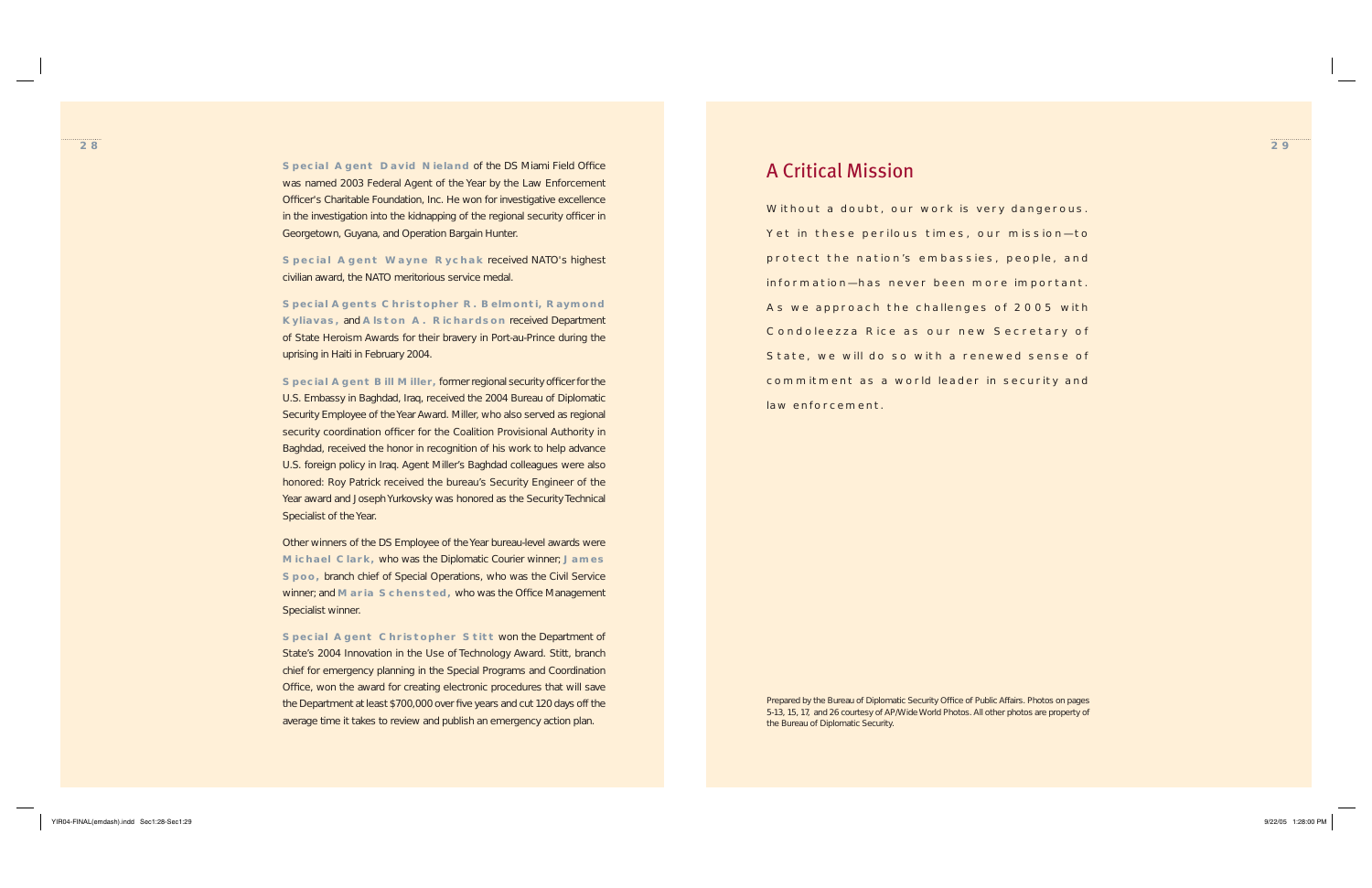**Special Agent David Nieland** of the DS Miami Field Office was named 2003 Federal Agent of the Year by the Law Enforcement Officer's Charitable Foundation, Inc. He won for investigative excellence in the investigation into the kidnapping of the regional security officer in Georgetown, Guyana, and Operation Bargain Hunter.

**Special Agent Wayne Rychak** received NATO's highest civilian award, the NATO meritorious service medal.

**Special Agents Christopher R. Belmonti, Raymond Kyliavas,** and **Alston A. Richardson** received Department of State Heroism Awards for their bravery in Port-au-Prince during the uprising in Haiti in February 2004.

**Special Agent Bill Miller,** former regional security officer for the U.S. Embassy in Baghdad, Iraq, received the 2004 Bureau of Diplomatic Security Employee of the Year Award. Miller, who also served as regional security coordination officer for the Coalition Provisional Authority in Baghdad, received the honor in recognition of his work to help advance U.S. foreign policy in Iraq. Agent Miller's Baghdad colleagues were also honored: Roy Patrick received the bureau's Security Engineer of the Year award and Joseph Yurkovsky was honored as the Security Technical Specialist of the Year.

Other winners of the DS Employee of the Year bureau-level awards were **Michael Clark,** who was the Diplomatic Courier winner; **James Spoo,** branch chief of Special Operations, who was the Civil Service winner; and **Maria Schensted,** who was the Office Management Specialist winner.

**Special Agent Christopher Stitt** won the Department of State's 2004 Innovation in the Use of Technology Award. Stitt, branch chief for emergency planning in the Special Programs and Coordination Office, won the award for creating electronic procedures that will save the Department at least $700,000 over five years and cut 120 days off the average time it takes to review and publish an emergency action plan.

## A Critical Mission

Without a doubt, our work is very dangerous. Yet in these perilous times, our mission—to protect the nation's embassies, people, and information—has never been more important. As we approach the challenges of 2005 with Condoleezza Rice as our new Secretary of State, we will do so with a renewed sense of commitment as a world leader in security and law enforcement.

Prepared by the Bureau of Diplomatic Security Office of Public Affairs. Photos on pages 5-13, 15, 17, and 26 courtesy of AP/Wide World Photos. All other photos are property of the Bureau of Diplomatic Security.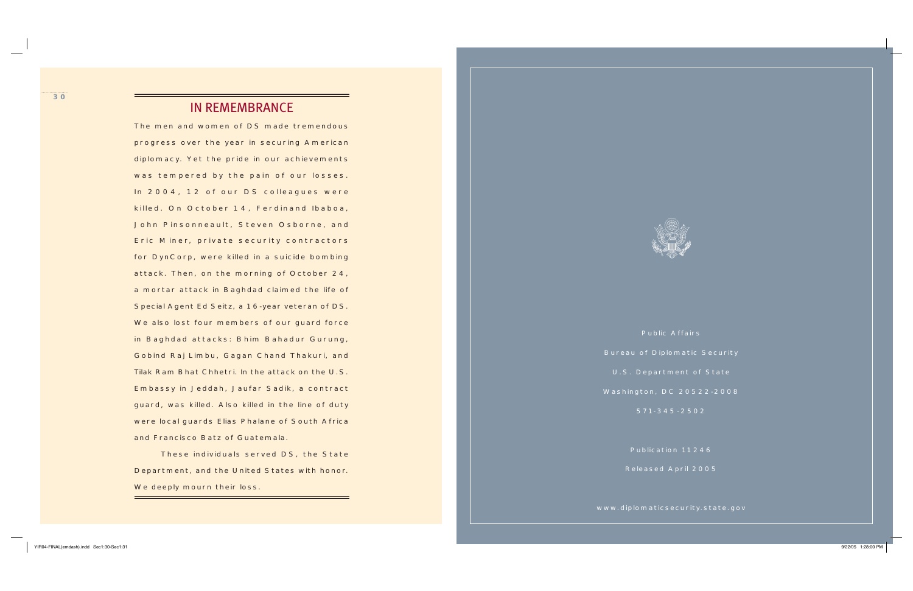## IN REMEMBRANCE

The men and women of DS made tremendous progress over the year in securing American diplomacy. Yet the pride in our achievements was tempered by the pain of our losses. In 2004, 12 of our DS colleagues were killed. On October 14, Ferdinand Ibaboa, John Pinsonneault, Steven Osborne, and Eric Miner, private security contractors for DynCorp, were killed in a suicide bombing attack. Then, on the morning of October 24, a mortar attack in Baghdad claimed the life of Special Agent Ed Seitz, a 16-year veteran of DS. We also lost four members of our guard force in Baghdad attacks: Bhim Bahadur Gurung, Gobind Raj Limbu, Gagan Chand Thakuri, and Tilak Ram Bhat Chhetri. In the attack on the U.S. Embassy in Jeddah, Jaufar Sadik, a contract guard, was killed. Also killed in the line of duty were local guards Elias Phalane of South Africa and Francisco Batz of Guatemala.

These individuals served DS, the State Department, and the United States with honor. We deeply mourn their loss.

Public Affairs

Bureau of Diplomatic Security

U.S. Department of State

Washington, DC 20522-2008

571-345-2502

Publication 11246

Released April 2005

www.diplomaticsecurity.state.gov